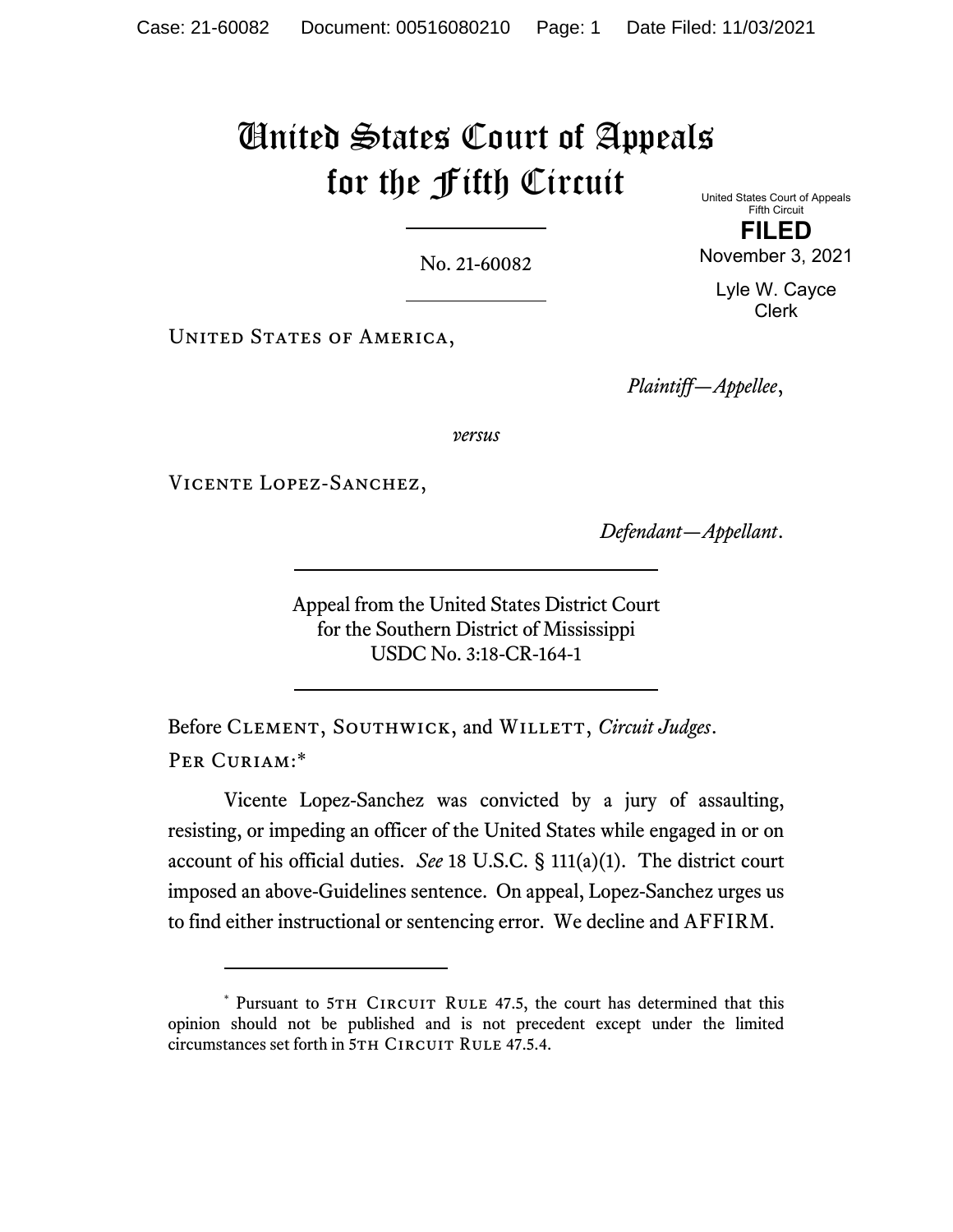# United States Court of Appeals for the Fifth Circuit

United States Court of Appeals
Fifth Circuit

**FILED**

November 3, 2021

Lyle W. Cayce
Clerk

No. 21-60082

United States of America,

*Plaintiff—Appellee*,

*versus*

Vicente Lopez-Sanchez,

*Defendant—Appellant*.

Appeal from the United States District Court
for the Southern District of Mississippi
USDC No. 3:18-CR-164-1

Before Clement, Southwick, and Willett, *Circuit Judges*.

Per Curiam:*

Vicente Lopez-Sanchez was convicted by a jury of assaulting, resisting, or impeding an officer of the United States while engaged in or on account of his official duties. *See* 18 U.S.C. § 111(a)(1). The district court imposed an above-Guidelines sentence. On appeal, Lopez-Sanchez urges us to find either instructional or sentencing error. We decline and AFFIRM.

---

* Pursuant to 5th Circuit Rule 47.5, the court has determined that this opinion should not be published and is not precedent except under the limited circumstances set forth in 5th Circuit Rule 47.5.4.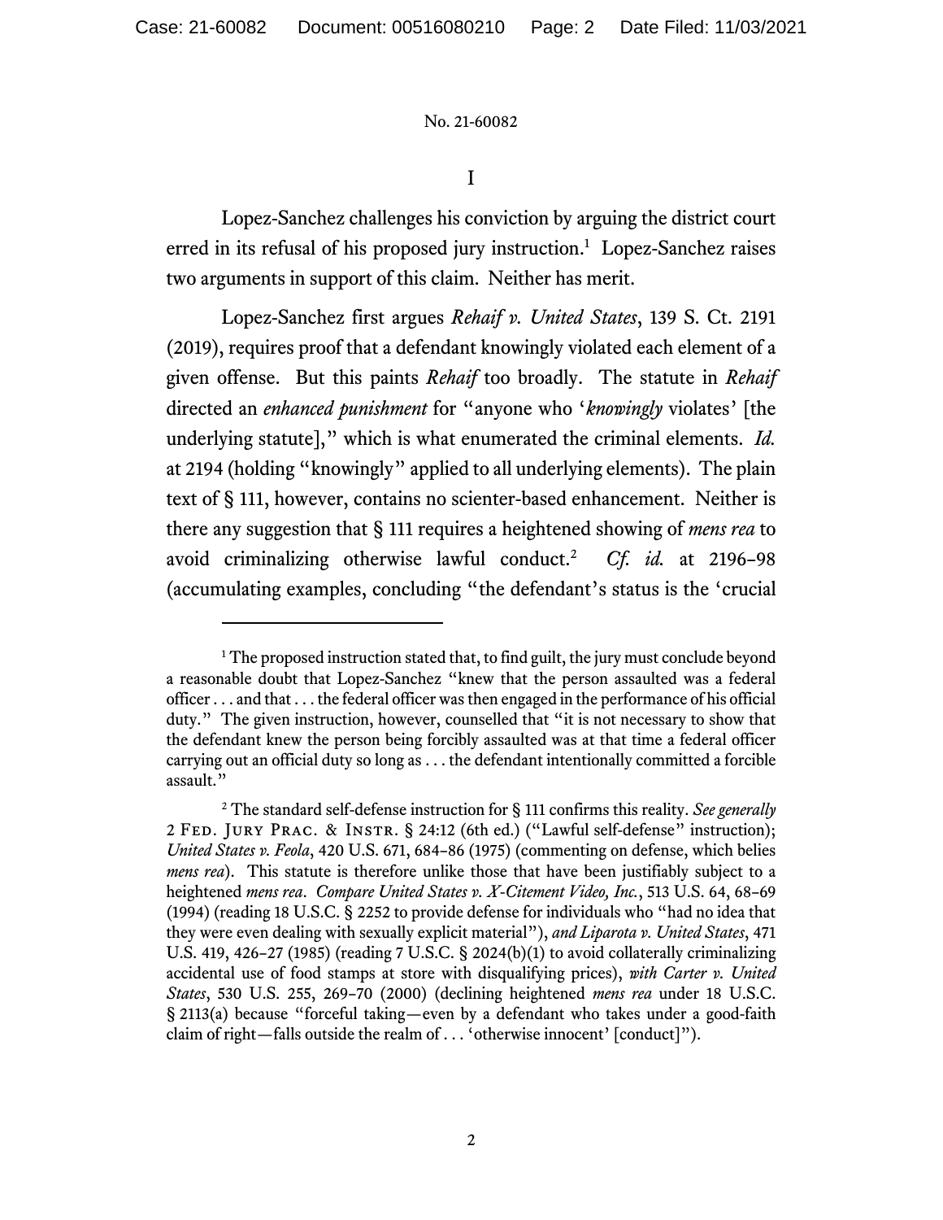# I

Lopez-Sanchez challenges his conviction by arguing the district court erred in its refusal of his proposed jury instruction.[1] Lopez-Sanchez raises two arguments in support of this claim. Neither has merit.

Lopez-Sanchez first argues *Rehaif v. United States*, 139 S. Ct. 2191 (2019), requires proof that a defendant knowingly violated each element of a given offense. But this paints *Rehaif* too broadly. The statute in *Rehaif* directed an *enhanced punishment* for "anyone who '*knowingly* violates' [the underlying statute]," which is what enumerated the criminal elements. *Id.* at 2194 (holding "knowingly" applied to all underlying elements). The plain text of § 111, however, contains no scienter-based enhancement. Neither is there any suggestion that § 111 requires a heightened showing of *mens rea* to avoid criminalizing otherwise lawful conduct.[2] *Cf. id.* at 2196–98 (accumulating examples, concluding "the defendant's status is the 'crucial

---

[1] The proposed instruction stated that, to find guilt, the jury must conclude beyond a reasonable doubt that Lopez-Sanchez "knew that the person assaulted was a federal officer . . . and that . . . the federal officer was then engaged in the performance of his official duty." The given instruction, however, counselled that "it is not necessary to show that the defendant knew the person being forcibly assaulted was at that time a federal officer carrying out an official duty so long as . . . the defendant intentionally committed a forcible assault."

[2] The standard self-defense instruction for § 111 confirms this reality. *See generally* 2 Fed. Jury Prac. & Instr. § 24:12 (6th ed.) ("Lawful self-defense" instruction); *United States v. Feola*, 420 U.S. 671, 684–86 (1975) (commenting on defense, which belies *mens rea*). This statute is therefore unlike those that have been justifiably subject to a heightened *mens rea*. *Compare United States v. X-Citement Video, Inc.*, 513 U.S. 64, 68–69 (1994) (reading 18 U.S.C. § 2252 to provide defense for individuals who "had no idea that they were even dealing with sexually explicit material"), *and Liparota v. United States*, 471 U.S. 419, 426–27 (1985) (reading 7 U.S.C. § 2024(b)(1) to avoid collaterally criminalizing accidental use of food stamps at store with disqualifying prices), *with Carter v. United States*, 530 U.S. 255, 269–70 (2000) (declining heightened *mens rea* under 18 U.S.C. § 2113(a) because "forceful taking—even by a defendant who takes under a good-faith claim of right—falls outside the realm of . . . 'otherwise innocent' [conduct]").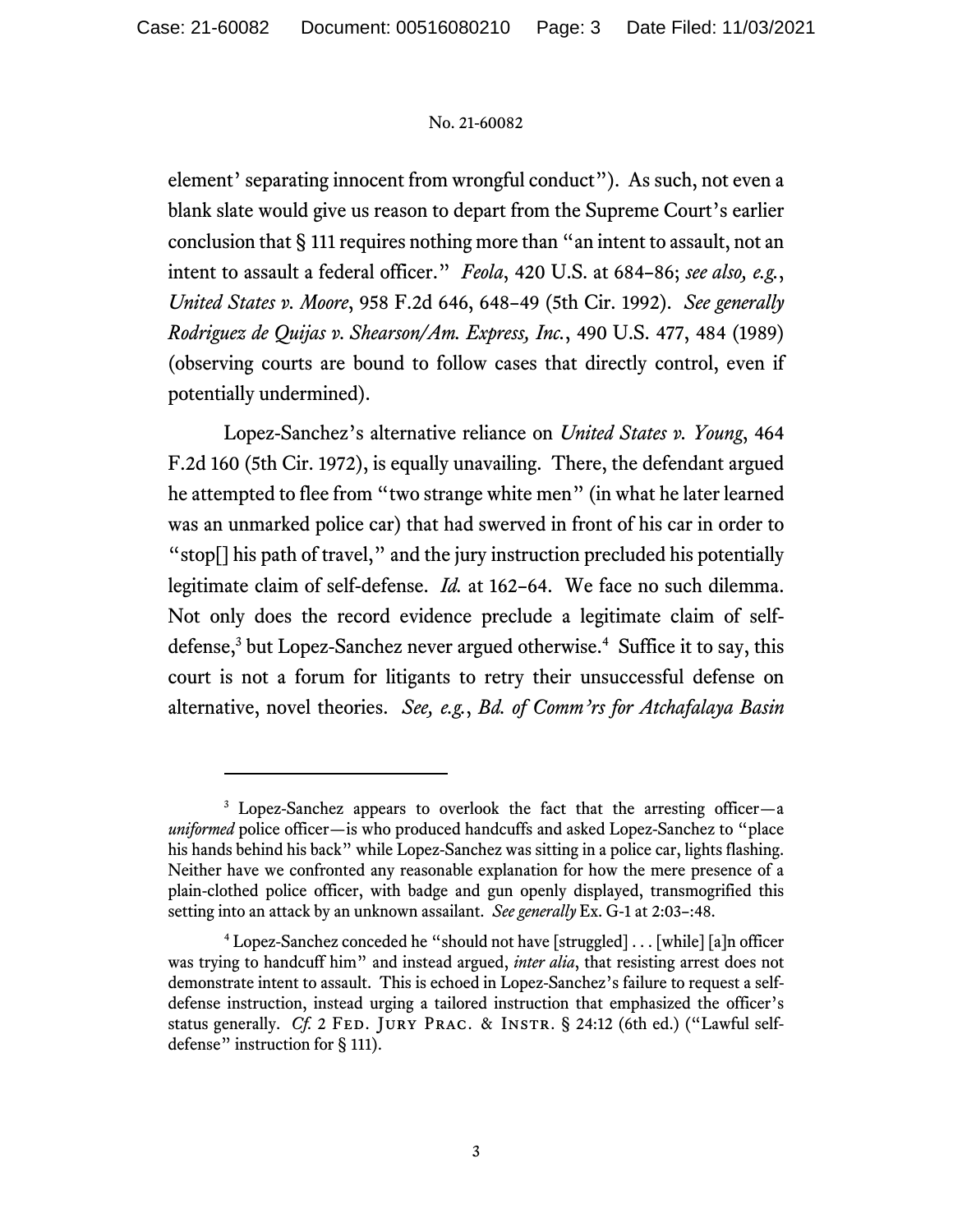element' separating innocent from wrongful conduct"). As such, not even a blank slate would give us reason to depart from the Supreme Court's earlier conclusion that § 111 requires nothing more than "an intent to assault, not an intent to assault a federal officer." *Feola*, 420 U.S. at 684–86; *see also, e.g.*, *United States v. Moore*, 958 F.2d 646, 648–49 (5th Cir. 1992). *See generally Rodriguez de Quijas v. Shearson/Am. Express, Inc.*, 490 U.S. 477, 484 (1989) (observing courts are bound to follow cases that directly control, even if potentially undermined).

Lopez-Sanchez's alternative reliance on *United States v. Young*, 464 F.2d 160 (5th Cir. 1972), is equally unavailing. There, the defendant argued he attempted to flee from "two strange white men" (in what he later learned was an unmarked police car) that had swerved in front of his car in order to "stop[] his path of travel," and the jury instruction precluded his potentially legitimate claim of self-defense. *Id.* at 162–64. We face no such dilemma. Not only does the record evidence preclude a legitimate claim of self-defense,[3] but Lopez-Sanchez never argued otherwise.[4] Suffice it to say, this court is not a forum for litigants to retry their unsuccessful defense on alternative, novel theories. *See, e.g.*, *Bd. of Comm'rs for Atchafalaya Basin*

---

[3] Lopez-Sanchez appears to overlook the fact that the arresting officer—a *uniformed* police officer—is who produced handcuffs and asked Lopez-Sanchez to "place his hands behind his back" while Lopez-Sanchez was sitting in a police car, lights flashing. Neither have we confronted any reasonable explanation for how the mere presence of a plain-clothed police officer, with badge and gun openly displayed, transmogrified this setting into an attack by an unknown assailant. *See generally* Ex. G-1 at 2:03–:48.

[4] Lopez-Sanchez conceded he "should not have [struggled] . . . [while] [a]n officer was trying to handcuff him" and instead argued, *inter alia*, that resisting arrest does not demonstrate intent to assault. This is echoed in Lopez-Sanchez's failure to request a self-defense instruction, instead urging a tailored instruction that emphasized the officer's status generally. *Cf.* 2 FED. JURY PRAC. & INSTR. § 24:12 (6th ed.) ("Lawful self-defense" instruction for § 111).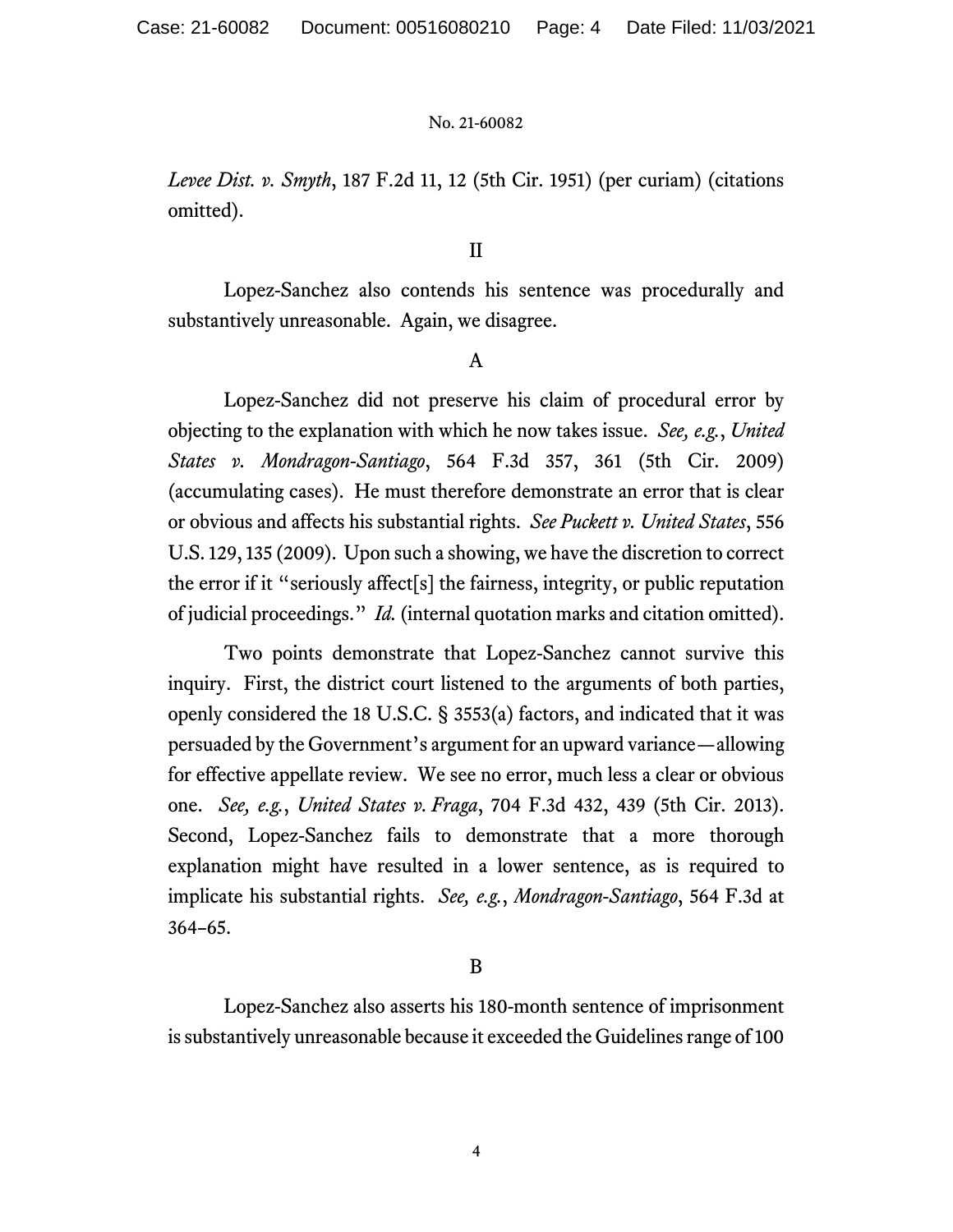*Levee Dist. v. Smyth*, 187 F.2d 11, 12 (5th Cir. 1951) (per curiam) (citations omitted).

## II

Lopez-Sanchez also contends his sentence was procedurally and substantively unreasonable. Again, we disagree.

### A

Lopez-Sanchez did not preserve his claim of procedural error by objecting to the explanation with which he now takes issue. *See, e.g.*, *United States v. Mondragon-Santiago*, 564 F.3d 357, 361 (5th Cir. 2009) (accumulating cases). He must therefore demonstrate an error that is clear or obvious and affects his substantial rights. *See Puckett v. United States*, 556 U.S. 129, 135 (2009). Upon such a showing, we have the discretion to correct the error if it "seriously affect[s] the fairness, integrity, or public reputation of judicial proceedings." *Id.* (internal quotation marks and citation omitted).

Two points demonstrate that Lopez-Sanchez cannot survive this inquiry. First, the district court listened to the arguments of both parties, openly considered the 18 U.S.C. § 3553(a) factors, and indicated that it was persuaded by the Government's argument for an upward variance—allowing for effective appellate review. We see no error, much less a clear or obvious one. *See, e.g.*, *United States v. Fraga*, 704 F.3d 432, 439 (5th Cir. 2013). Second, Lopez-Sanchez fails to demonstrate that a more thorough explanation might have resulted in a lower sentence, as is required to implicate his substantial rights. *See, e.g.*, *Mondragon-Santiago*, 564 F.3d at 364–65.

### B

Lopez-Sanchez also asserts his 180-month sentence of imprisonment is substantively unreasonable because it exceeded the Guidelines range of 100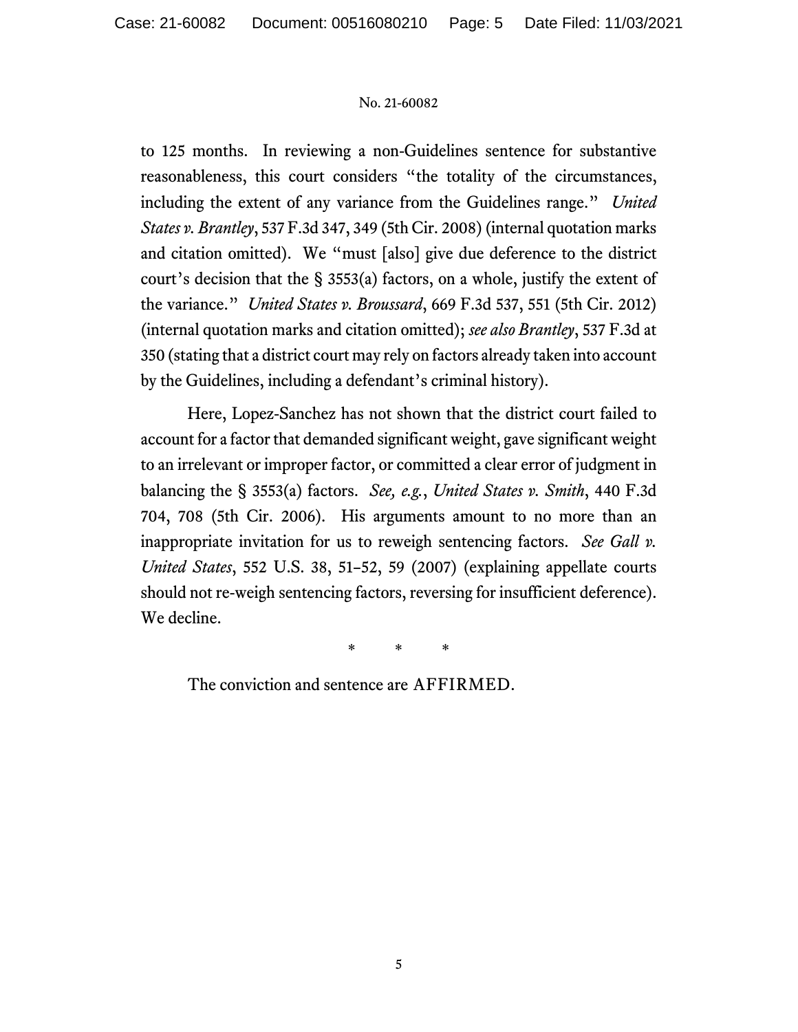to 125 months. In reviewing a non-Guidelines sentence for substantive reasonableness, this court considers "the totality of the circumstances, including the extent of any variance from the Guidelines range." *United States v. Brantley*, 537 F.3d 347, 349 (5th Cir. 2008) (internal quotation marks and citation omitted). We "must [also] give due deference to the district court's decision that the § 3553(a) factors, on a whole, justify the extent of the variance." *United States v. Broussard*, 669 F.3d 537, 551 (5th Cir. 2012) (internal quotation marks and citation omitted); *see also Brantley*, 537 F.3d at 350 (stating that a district court may rely on factors already taken into account by the Guidelines, including a defendant's criminal history).

Here, Lopez-Sanchez has not shown that the district court failed to account for a factor that demanded significant weight, gave significant weight to an irrelevant or improper factor, or committed a clear error of judgment in balancing the § 3553(a) factors. *See, e.g.*, *United States v. Smith*, 440 F.3d 704, 708 (5th Cir. 2006). His arguments amount to no more than an inappropriate invitation for us to reweigh sentencing factors. *See Gall v. United States*, 552 U.S. 38, 51–52, 59 (2007) (explaining appellate courts should not re-weigh sentencing factors, reversing for insufficient deference). We decline.

\* \* \*

The conviction and sentence are AFFIRMED.